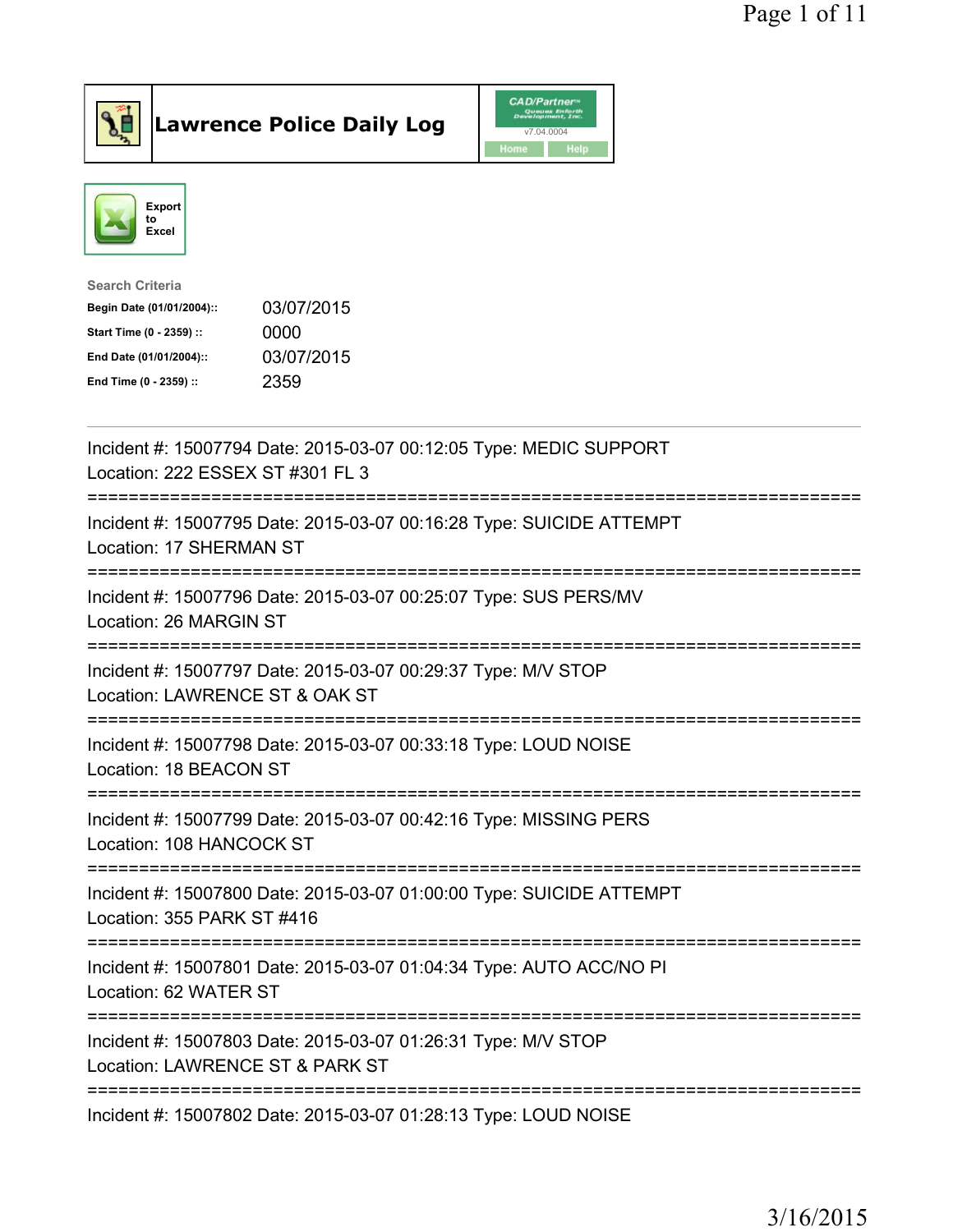# Lawrence Police Daily Log

Export to Excel

Search Criteria

| | |
|---|---|
| **Begin Date (01/01/2004)::** | 03/07/2015 |
| **Start Time (0 - 2359) ::** | 0000 |
| **End Date (01/01/2004)::** | 03/07/2015 |
| **End Time (0 - 2359) ::** | 2359 |

---

Incident #: 15007794 Date: 2015-03-07 00:12:05 Type: MEDIC SUPPORT
Location: 222 ESSEX ST #301 FL 3

===========================================================================

Incident #: 15007795 Date: 2015-03-07 00:16:28 Type: SUICIDE ATTEMPT
Location: 17 SHERMAN ST

===========================================================================

Incident #: 15007796 Date: 2015-03-07 00:25:07 Type: SUS PERS/MV
Location: 26 MARGIN ST

===========================================================================

Incident #: 15007797 Date: 2015-03-07 00:29:37 Type: M/V STOP
Location: LAWRENCE ST & OAK ST

===========================================================================

Incident #: 15007798 Date: 2015-03-07 00:33:18 Type: LOUD NOISE
Location: 18 BEACON ST

===========================================================================

Incident #: 15007799 Date: 2015-03-07 00:42:16 Type: MISSING PERS
Location: 108 HANCOCK ST

===========================================================================

Incident #: 15007800 Date: 2015-03-07 01:00:00 Type: SUICIDE ATTEMPT
Location: 355 PARK ST #416

===========================================================================

Incident #: 15007801 Date: 2015-03-07 01:04:34 Type: AUTO ACC/NO PI
Location: 62 WATER ST

===========================================================================

Incident #: 15007803 Date: 2015-03-07 01:26:31 Type: M/V STOP
Location: LAWRENCE ST & PARK ST

===========================================================================

Incident #: 15007802 Date: 2015-03-07 01:28:13 Type: LOUD NOISE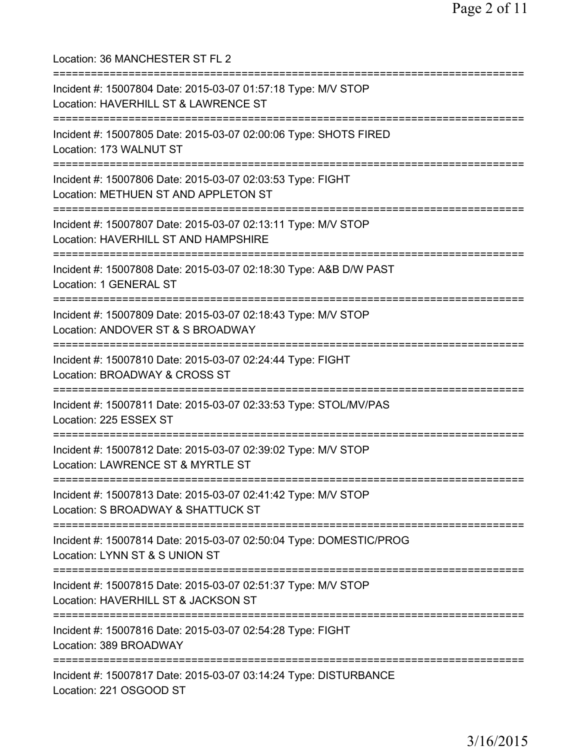Location: 36 MANCHESTER ST FL 2

===========================================================================

Incident #: 15007804 Date: 2015-03-07 01:57:18 Type: M/V STOP
Location: HAVERHILL ST & LAWRENCE ST

===========================================================================

Incident #: 15007805 Date: 2015-03-07 02:00:06 Type: SHOTS FIRED
Location: 173 WALNUT ST

===========================================================================

Incident #: 15007806 Date: 2015-03-07 02:03:53 Type: FIGHT
Location: METHUEN ST AND APPLETON ST

===========================================================================

Incident #: 15007807 Date: 2015-03-07 02:13:11 Type: M/V STOP
Location: HAVERHILL ST AND HAMPSHIRE

===========================================================================

Incident #: 15007808 Date: 2015-03-07 02:18:30 Type: A&B D/W PAST
Location: 1 GENERAL ST

===========================================================================

Incident #: 15007809 Date: 2015-03-07 02:18:43 Type: M/V STOP
Location: ANDOVER ST & S BROADWAY

===========================================================================

Incident #: 15007810 Date: 2015-03-07 02:24:44 Type: FIGHT
Location: BROADWAY & CROSS ST

===========================================================================

Incident #: 15007811 Date: 2015-03-07 02:33:53 Type: STOL/MV/PAS
Location: 225 ESSEX ST

===========================================================================

Incident #: 15007812 Date: 2015-03-07 02:39:02 Type: M/V STOP
Location: LAWRENCE ST & MYRTLE ST

===========================================================================

Incident #: 15007813 Date: 2015-03-07 02:41:42 Type: M/V STOP
Location: S BROADWAY & SHATTUCK ST

===========================================================================

Incident #: 15007814 Date: 2015-03-07 02:50:04 Type: DOMESTIC/PROG
Location: LYNN ST & S UNION ST

===========================================================================

Incident #: 15007815 Date: 2015-03-07 02:51:37 Type: M/V STOP
Location: HAVERHILL ST & JACKSON ST

===========================================================================

Incident #: 15007816 Date: 2015-03-07 02:54:28 Type: FIGHT
Location: 389 BROADWAY

===========================================================================

Incident #: 15007817 Date: 2015-03-07 03:14:24 Type: DISTURBANCE
Location: 221 OSGOOD ST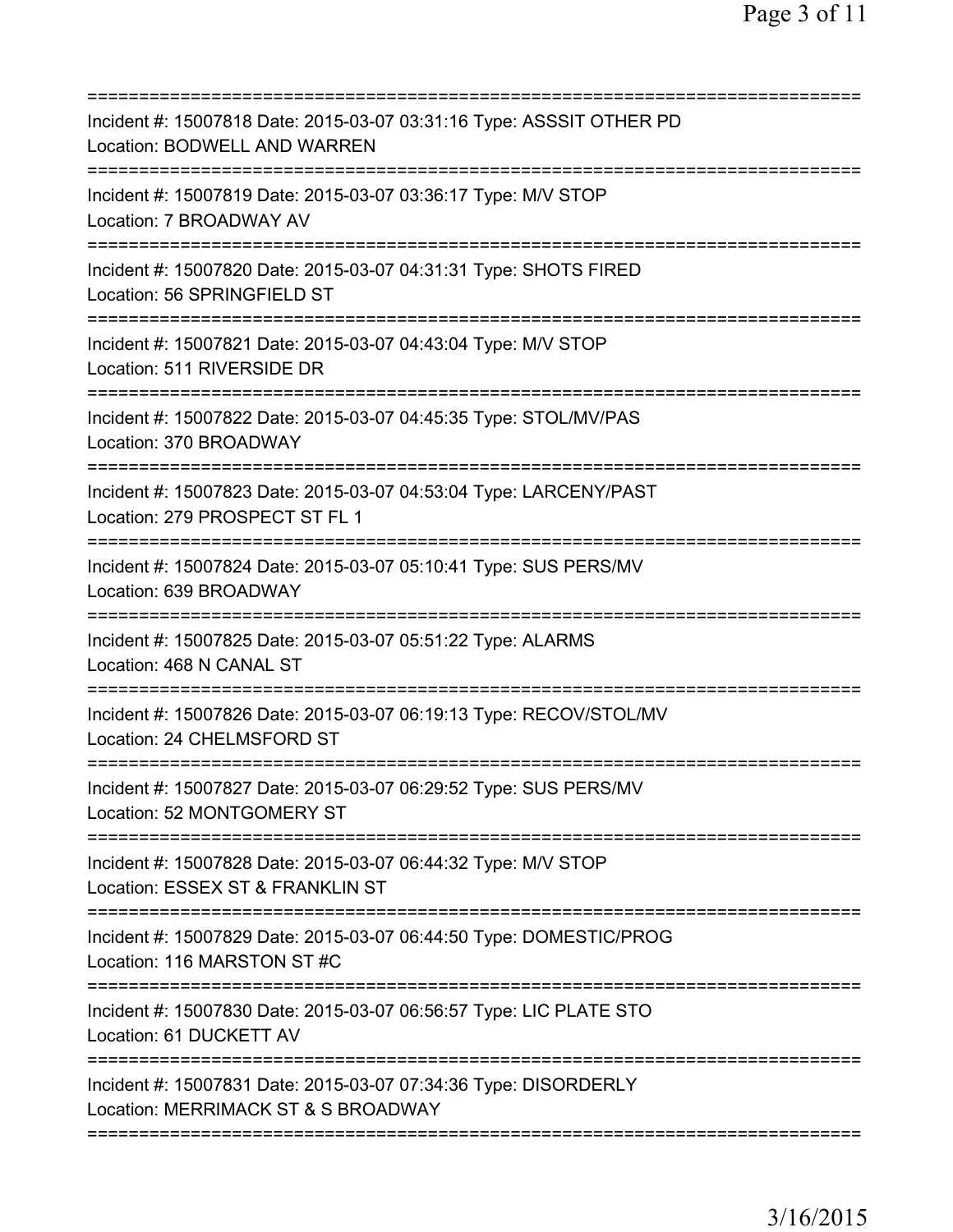==============================================================================
Incident #: 15007818 Date: 2015-03-07 03:31:16 Type: ASSSIT OTHER PD
Location: BODWELL AND WARREN
==============================================================================
Incident #: 15007819 Date: 2015-03-07 03:36:17 Type: M/V STOP
Location: 7 BROADWAY AV
==============================================================================
Incident #: 15007820 Date: 2015-03-07 04:31:31 Type: SHOTS FIRED
Location: 56 SPRINGFIELD ST
==============================================================================
Incident #: 15007821 Date: 2015-03-07 04:43:04 Type: M/V STOP
Location: 511 RIVERSIDE DR
==============================================================================
Incident #: 15007822 Date: 2015-03-07 04:45:35 Type: STOL/MV/PAS
Location: 370 BROADWAY
==============================================================================
Incident #: 15007823 Date: 2015-03-07 04:53:04 Type: LARCENY/PAST
Location: 279 PROSPECT ST FL 1
==============================================================================
Incident #: 15007824 Date: 2015-03-07 05:10:41 Type: SUS PERS/MV
Location: 639 BROADWAY
==============================================================================
Incident #: 15007825 Date: 2015-03-07 05:51:22 Type: ALARMS
Location: 468 N CANAL ST
==============================================================================
Incident #: 15007826 Date: 2015-03-07 06:19:13 Type: RECOV/STOL/MV
Location: 24 CHELMSFORD ST
==============================================================================
Incident #: 15007827 Date: 2015-03-07 06:29:52 Type: SUS PERS/MV
Location: 52 MONTGOMERY ST
==============================================================================
Incident #: 15007828 Date: 2015-03-07 06:44:32 Type: M/V STOP
Location: ESSEX ST & FRANKLIN ST
==============================================================================
Incident #: 15007829 Date: 2015-03-07 06:44:50 Type: DOMESTIC/PROG
Location: 116 MARSTON ST #C
==============================================================================
Incident #: 15007830 Date: 2015-03-07 06:56:57 Type: LIC PLATE STO
Location: 61 DUCKETT AV
==============================================================================
Incident #: 15007831 Date: 2015-03-07 07:34:36 Type: DISORDERLY
Location: MERRIMACK ST & S BROADWAY
==============================================================================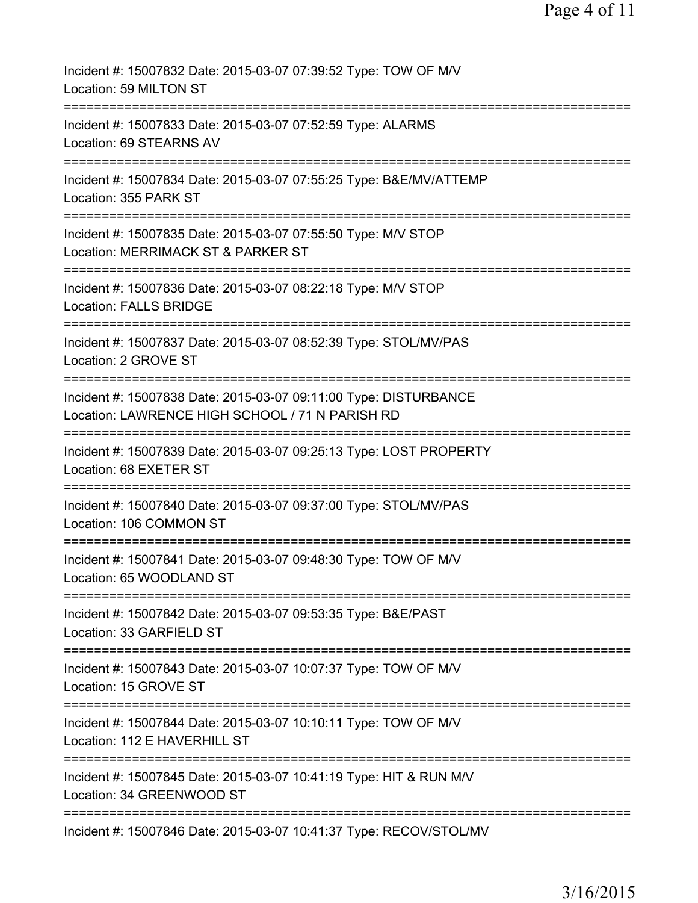Incident #: 15007832 Date: 2015-03-07 07:39:52 Type: TOW OF M/V
Location: 59 MILTON ST

===========================================================================

Incident #: 15007833 Date: 2015-03-07 07:52:59 Type: ALARMS
Location: 69 STEARNS AV

===========================================================================

Incident #: 15007834 Date: 2015-03-07 07:55:25 Type: B&E/MV/ATTEMP
Location: 355 PARK ST

===========================================================================

Incident #: 15007835 Date: 2015-03-07 07:55:50 Type: M/V STOP
Location: MERRIMACK ST & PARKER ST

===========================================================================

Incident #: 15007836 Date: 2015-03-07 08:22:18 Type: M/V STOP
Location: FALLS BRIDGE

===========================================================================

Incident #: 15007837 Date: 2015-03-07 08:52:39 Type: STOL/MV/PAS
Location: 2 GROVE ST

===========================================================================

Incident #: 15007838 Date: 2015-03-07 09:11:00 Type: DISTURBANCE
Location: LAWRENCE HIGH SCHOOL / 71 N PARISH RD

===========================================================================

Incident #: 15007839 Date: 2015-03-07 09:25:13 Type: LOST PROPERTY
Location: 68 EXETER ST

===========================================================================

Incident #: 15007840 Date: 2015-03-07 09:37:00 Type: STOL/MV/PAS
Location: 106 COMMON ST

===========================================================================

Incident #: 15007841 Date: 2015-03-07 09:48:30 Type: TOW OF M/V
Location: 65 WOODLAND ST

===========================================================================

Incident #: 15007842 Date: 2015-03-07 09:53:35 Type: B&E/PAST
Location: 33 GARFIELD ST

===========================================================================

Incident #: 15007843 Date: 2015-03-07 10:07:37 Type: TOW OF M/V
Location: 15 GROVE ST

===========================================================================

Incident #: 15007844 Date: 2015-03-07 10:10:11 Type: TOW OF M/V
Location: 112 E HAVERHILL ST

===========================================================================

Incident #: 15007845 Date: 2015-03-07 10:41:19 Type: HIT & RUN M/V
Location: 34 GREENWOOD ST

===========================================================================

Incident #: 15007846 Date: 2015-03-07 10:41:37 Type: RECOV/STOL/MV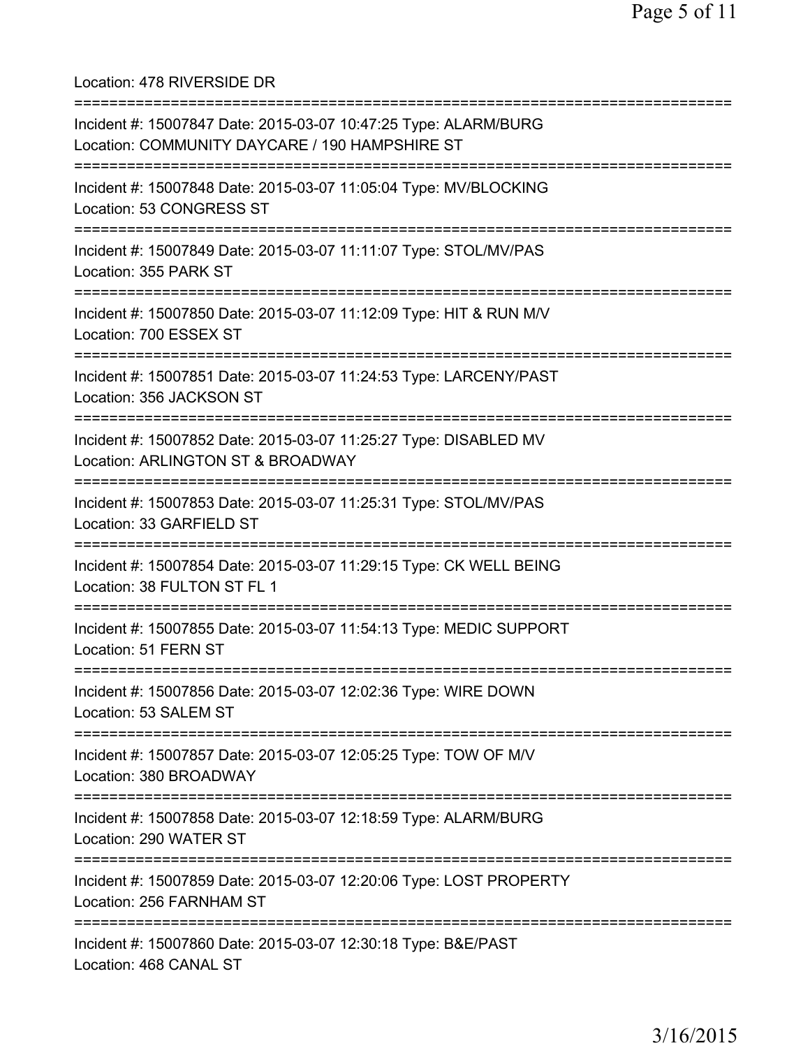Location: 478 RIVERSIDE DR

===========================================================================

Incident #: 15007847 Date: 2015-03-07 10:47:25 Type: ALARM/BURG
Location: COMMUNITY DAYCARE / 190 HAMPSHIRE ST

===========================================================================

Incident #: 15007848 Date: 2015-03-07 11:05:04 Type: MV/BLOCKING
Location: 53 CONGRESS ST

===========================================================================

Incident #: 15007849 Date: 2015-03-07 11:11:07 Type: STOL/MV/PAS
Location: 355 PARK ST

===========================================================================

Incident #: 15007850 Date: 2015-03-07 11:12:09 Type: HIT & RUN M/V
Location: 700 ESSEX ST

===========================================================================

Incident #: 15007851 Date: 2015-03-07 11:24:53 Type: LARCENY/PAST
Location: 356 JACKSON ST

===========================================================================

Incident #: 15007852 Date: 2015-03-07 11:25:27 Type: DISABLED MV
Location: ARLINGTON ST & BROADWAY

===========================================================================

Incident #: 15007853 Date: 2015-03-07 11:25:31 Type: STOL/MV/PAS
Location: 33 GARFIELD ST

===========================================================================

Incident #: 15007854 Date: 2015-03-07 11:29:15 Type: CK WELL BEING
Location: 38 FULTON ST FL 1

===========================================================================

Incident #: 15007855 Date: 2015-03-07 11:54:13 Type: MEDIC SUPPORT
Location: 51 FERN ST

===========================================================================

Incident #: 15007856 Date: 2015-03-07 12:02:36 Type: WIRE DOWN
Location: 53 SALEM ST

===========================================================================

Incident #: 15007857 Date: 2015-03-07 12:05:25 Type: TOW OF M/V
Location: 380 BROADWAY

===========================================================================

Incident #: 15007858 Date: 2015-03-07 12:18:59 Type: ALARM/BURG
Location: 290 WATER ST

===========================================================================

Incident #: 15007859 Date: 2015-03-07 12:20:06 Type: LOST PROPERTY
Location: 256 FARNHAM ST

===========================================================================

Incident #: 15007860 Date: 2015-03-07 12:30:18 Type: B&E/PAST
Location: 468 CANAL ST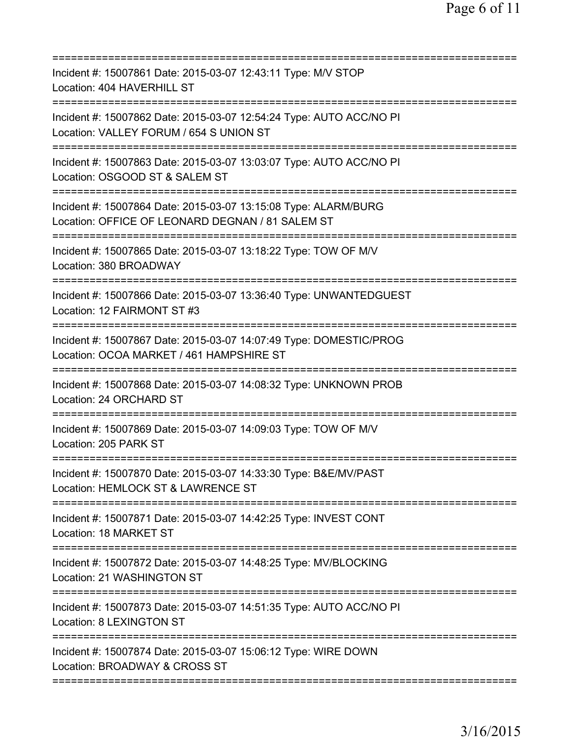==============================================================================
Incident #: 15007861 Date: 2015-03-07 12:43:11 Type: M/V STOP
Location: 404 HAVERHILL ST
==============================================================================
Incident #: 15007862 Date: 2015-03-07 12:54:24 Type: AUTO ACC/NO PI
Location: VALLEY FORUM / 654 S UNION ST
==============================================================================
Incident #: 15007863 Date: 2015-03-07 13:03:07 Type: AUTO ACC/NO PI
Location: OSGOOD ST & SALEM ST
==============================================================================
Incident #: 15007864 Date: 2015-03-07 13:15:08 Type: ALARM/BURG
Location: OFFICE OF LEONARD DEGNAN / 81 SALEM ST
==============================================================================
Incident #: 15007865 Date: 2015-03-07 13:18:22 Type: TOW OF M/V
Location: 380 BROADWAY
==============================================================================
Incident #: 15007866 Date: 2015-03-07 13:36:40 Type: UNWANTEDGUEST
Location: 12 FAIRMONT ST #3
==============================================================================
Incident #: 15007867 Date: 2015-03-07 14:07:49 Type: DOMESTIC/PROG
Location: OCOA MARKET / 461 HAMPSHIRE ST
==============================================================================
Incident #: 15007868 Date: 2015-03-07 14:08:32 Type: UNKNOWN PROB
Location: 24 ORCHARD ST
==============================================================================
Incident #: 15007869 Date: 2015-03-07 14:09:03 Type: TOW OF M/V
Location: 205 PARK ST
==============================================================================
Incident #: 15007870 Date: 2015-03-07 14:33:30 Type: B&E/MV/PAST
Location: HEMLOCK ST & LAWRENCE ST
==============================================================================
Incident #: 15007871 Date: 2015-03-07 14:42:25 Type: INVEST CONT
Location: 18 MARKET ST
==============================================================================
Incident #: 15007872 Date: 2015-03-07 14:48:25 Type: MV/BLOCKING
Location: 21 WASHINGTON ST
==============================================================================
Incident #: 15007873 Date: 2015-03-07 14:51:35 Type: AUTO ACC/NO PI
Location: 8 LEXINGTON ST
==============================================================================
Incident #: 15007874 Date: 2015-03-07 15:06:12 Type: WIRE DOWN
Location: BROADWAY & CROSS ST
==============================================================================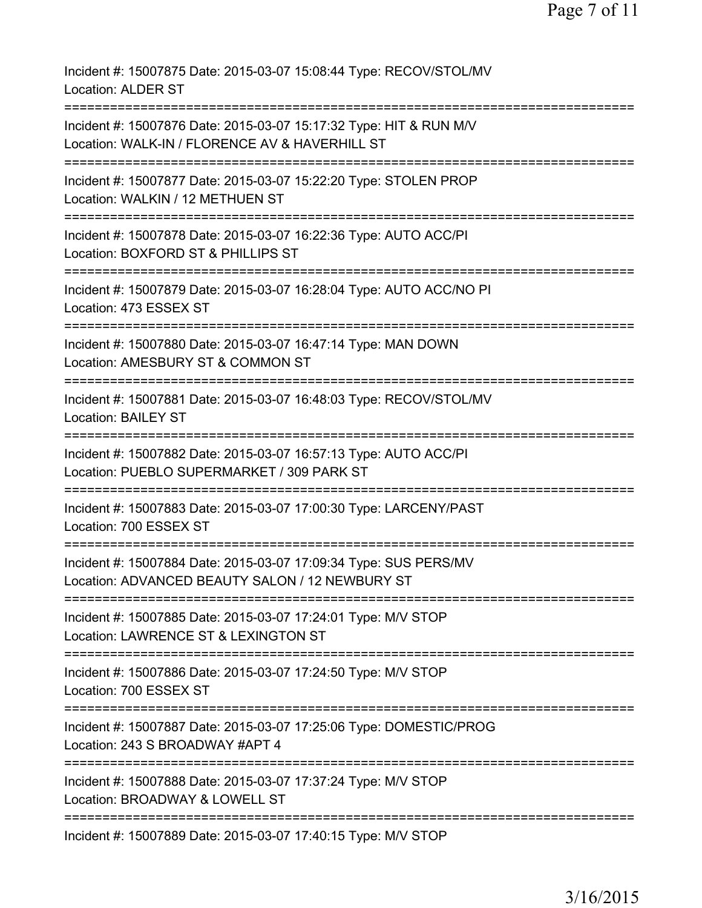Incident #: 15007875 Date: 2015-03-07 15:08:44 Type: RECOV/STOL/MV
Location: ALDER ST

===========================================================================

Incident #: 15007876 Date: 2015-03-07 15:17:32 Type: HIT & RUN M/V
Location: WALK-IN / FLORENCE AV & HAVERHILL ST

===========================================================================

Incident #: 15007877 Date: 2015-03-07 15:22:20 Type: STOLEN PROP
Location: WALKIN / 12 METHUEN ST

===========================================================================

Incident #: 15007878 Date: 2015-03-07 16:22:36 Type: AUTO ACC/PI
Location: BOXFORD ST & PHILLIPS ST

===========================================================================

Incident #: 15007879 Date: 2015-03-07 16:28:04 Type: AUTO ACC/NO PI
Location: 473 ESSEX ST

===========================================================================

Incident #: 15007880 Date: 2015-03-07 16:47:14 Type: MAN DOWN
Location: AMESBURY ST & COMMON ST

===========================================================================

Incident #: 15007881 Date: 2015-03-07 16:48:03 Type: RECOV/STOL/MV
Location: BAILEY ST

===========================================================================

Incident #: 15007882 Date: 2015-03-07 16:57:13 Type: AUTO ACC/PI
Location: PUEBLO SUPERMARKET / 309 PARK ST

===========================================================================

Incident #: 15007883 Date: 2015-03-07 17:00:30 Type: LARCENY/PAST
Location: 700 ESSEX ST

===========================================================================

Incident #: 15007884 Date: 2015-03-07 17:09:34 Type: SUS PERS/MV
Location: ADVANCED BEAUTY SALON / 12 NEWBURY ST

===========================================================================

Incident #: 15007885 Date: 2015-03-07 17:24:01 Type: M/V STOP
Location: LAWRENCE ST & LEXINGTON ST

===========================================================================

Incident #: 15007886 Date: 2015-03-07 17:24:50 Type: M/V STOP
Location: 700 ESSEX ST

===========================================================================

Incident #: 15007887 Date: 2015-03-07 17:25:06 Type: DOMESTIC/PROG
Location: 243 S BROADWAY #APT 4

===========================================================================

Incident #: 15007888 Date: 2015-03-07 17:37:24 Type: M/V STOP
Location: BROADWAY & LOWELL ST

===========================================================================

Incident #: 15007889 Date: 2015-03-07 17:40:15 Type: M/V STOP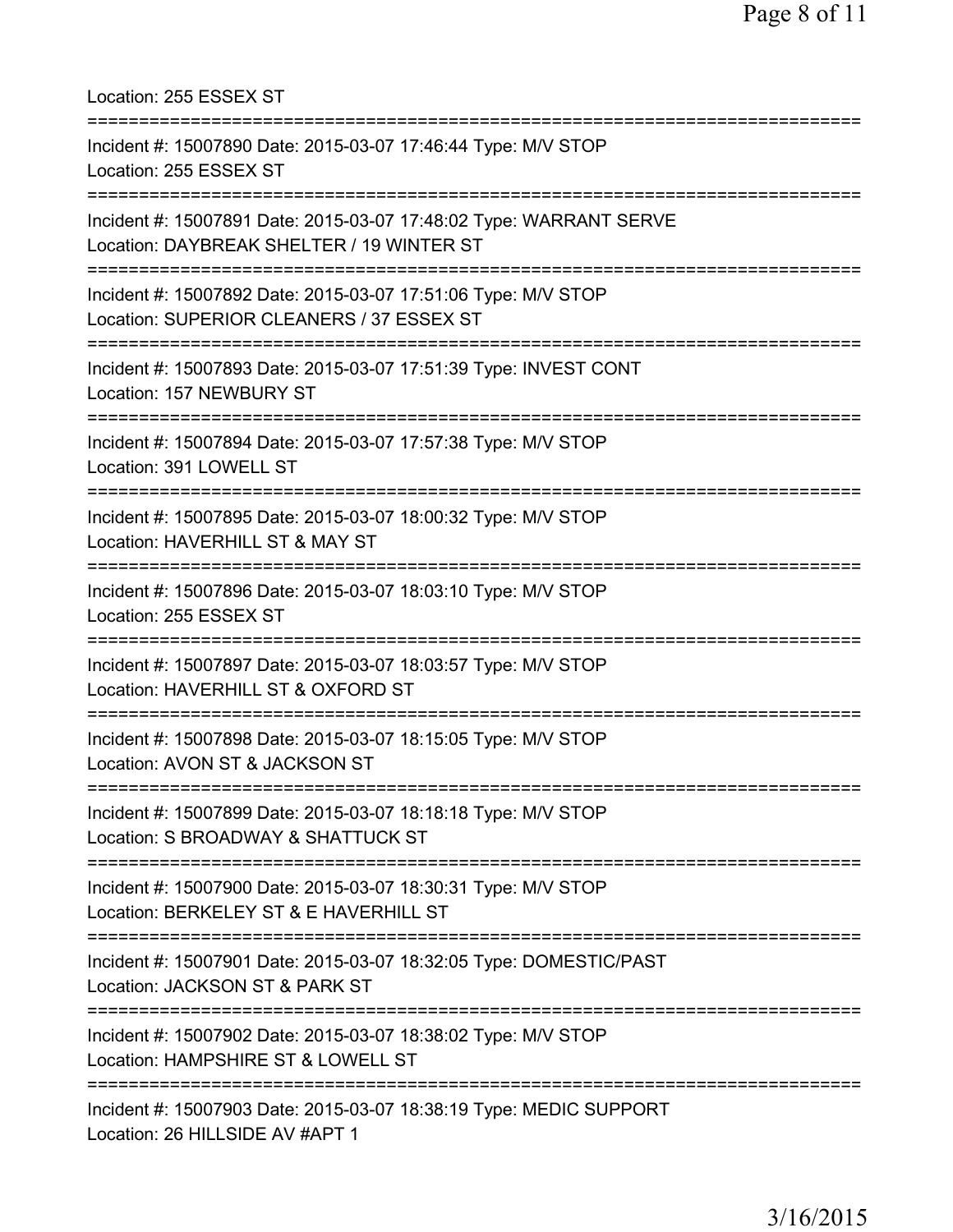Location: 255 ESSEX ST

===========================================================================

Incident #: 15007890 Date: 2015-03-07 17:46:44 Type: M/V STOP
Location: 255 ESSEX ST

===========================================================================

Incident #: 15007891 Date: 2015-03-07 17:48:02 Type: WARRANT SERVE
Location: DAYBREAK SHELTER / 19 WINTER ST

===========================================================================

Incident #: 15007892 Date: 2015-03-07 17:51:06 Type: M/V STOP
Location: SUPERIOR CLEANERS / 37 ESSEX ST

===========================================================================

Incident #: 15007893 Date: 2015-03-07 17:51:39 Type: INVEST CONT
Location: 157 NEWBURY ST

===========================================================================

Incident #: 15007894 Date: 2015-03-07 17:57:38 Type: M/V STOP
Location: 391 LOWELL ST

===========================================================================

Incident #: 15007895 Date: 2015-03-07 18:00:32 Type: M/V STOP
Location: HAVERHILL ST & MAY ST

===========================================================================

Incident #: 15007896 Date: 2015-03-07 18:03:10 Type: M/V STOP
Location: 255 ESSEX ST

===========================================================================

Incident #: 15007897 Date: 2015-03-07 18:03:57 Type: M/V STOP
Location: HAVERHILL ST & OXFORD ST

===========================================================================

Incident #: 15007898 Date: 2015-03-07 18:15:05 Type: M/V STOP
Location: AVON ST & JACKSON ST

===========================================================================

Incident #: 15007899 Date: 2015-03-07 18:18:18 Type: M/V STOP
Location: S BROADWAY & SHATTUCK ST

===========================================================================

Incident #: 15007900 Date: 2015-03-07 18:30:31 Type: M/V STOP
Location: BERKELEY ST & E HAVERHILL ST

===========================================================================

Incident #: 15007901 Date: 2015-03-07 18:32:05 Type: DOMESTIC/PAST
Location: JACKSON ST & PARK ST

===========================================================================

Incident #: 15007902 Date: 2015-03-07 18:38:02 Type: M/V STOP
Location: HAMPSHIRE ST & LOWELL ST

===========================================================================

Incident #: 15007903 Date: 2015-03-07 18:38:19 Type: MEDIC SUPPORT
Location: 26 HILLSIDE AV #APT 1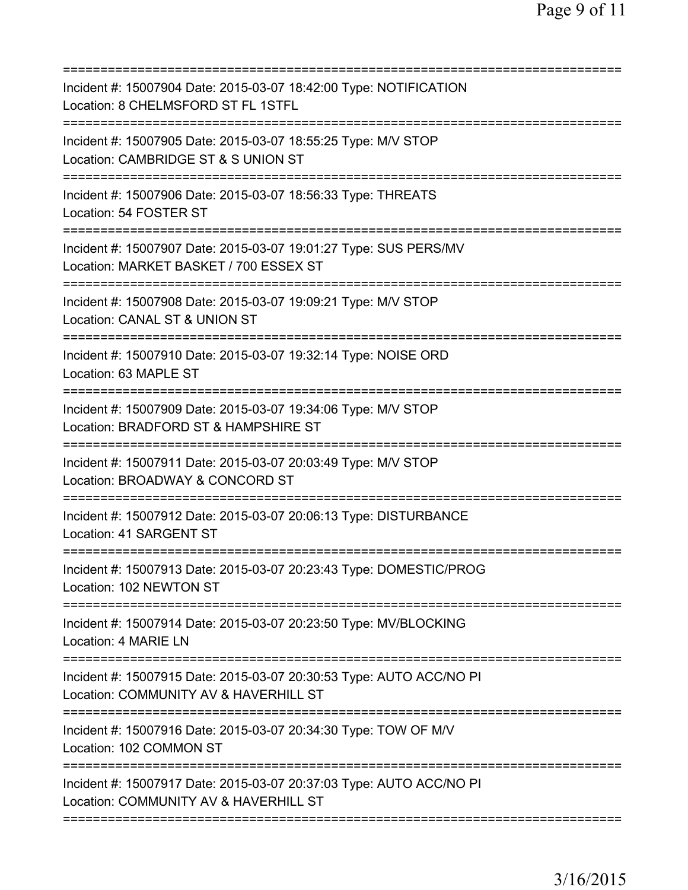===========================================================================
Incident #: 15007904 Date: 2015-03-07 18:42:00 Type: NOTIFICATION
Location: 8 CHELMSFORD ST FL 1STFL
===========================================================================
Incident #: 15007905 Date: 2015-03-07 18:55:25 Type: M/V STOP
Location: CAMBRIDGE ST & S UNION ST
===========================================================================
Incident #: 15007906 Date: 2015-03-07 18:56:33 Type: THREATS
Location: 54 FOSTER ST
===========================================================================
Incident #: 15007907 Date: 2015-03-07 19:01:27 Type: SUS PERS/MV
Location: MARKET BASKET / 700 ESSEX ST
===========================================================================
Incident #: 15007908 Date: 2015-03-07 19:09:21 Type: M/V STOP
Location: CANAL ST & UNION ST
===========================================================================
Incident #: 15007910 Date: 2015-03-07 19:32:14 Type: NOISE ORD
Location: 63 MAPLE ST
===========================================================================
Incident #: 15007909 Date: 2015-03-07 19:34:06 Type: M/V STOP
Location: BRADFORD ST & HAMPSHIRE ST
===========================================================================
Incident #: 15007911 Date: 2015-03-07 20:03:49 Type: M/V STOP
Location: BROADWAY & CONCORD ST
===========================================================================
Incident #: 15007912 Date: 2015-03-07 20:06:13 Type: DISTURBANCE
Location: 41 SARGENT ST
===========================================================================
Incident #: 15007913 Date: 2015-03-07 20:23:43 Type: DOMESTIC/PROG
Location: 102 NEWTON ST
===========================================================================
Incident #: 15007914 Date: 2015-03-07 20:23:50 Type: MV/BLOCKING
Location: 4 MARIE LN
===========================================================================
Incident #: 15007915 Date: 2015-03-07 20:30:53 Type: AUTO ACC/NO PI
Location: COMMUNITY AV & HAVERHILL ST
===========================================================================
Incident #: 15007916 Date: 2015-03-07 20:34:30 Type: TOW OF M/V
Location: 102 COMMON ST
===========================================================================
Incident #: 15007917 Date: 2015-03-07 20:37:03 Type: AUTO ACC/NO PI
Location: COMMUNITY AV & HAVERHILL ST
===========================================================================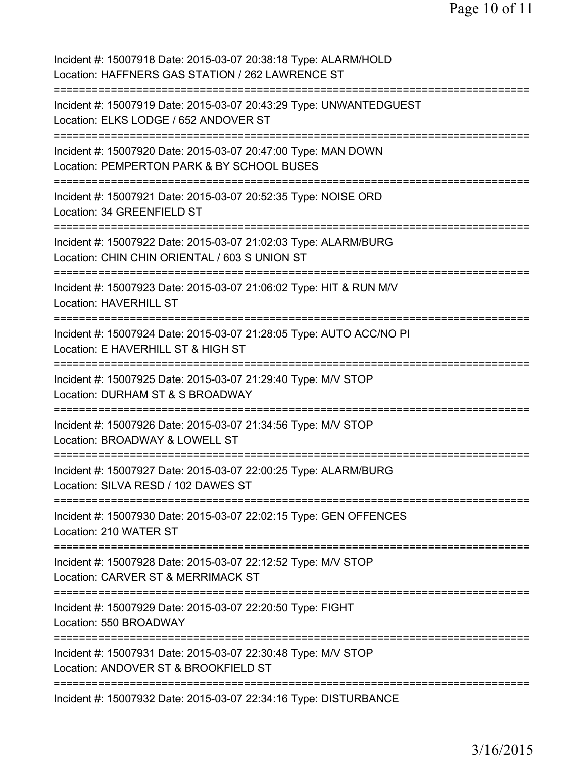Incident #: 15007918 Date: 2015-03-07 20:38:18 Type: ALARM/HOLD
Location: HAFFNERS GAS STATION / 262 LAWRENCE ST

===========================================================================

Incident #: 15007919 Date: 2015-03-07 20:43:29 Type: UNWANTEDGUEST
Location: ELKS LODGE / 652 ANDOVER ST

===========================================================================

Incident #: 15007920 Date: 2015-03-07 20:47:00 Type: MAN DOWN
Location: PEMPERTON PARK & BY SCHOOL BUSES

===========================================================================

Incident #: 15007921 Date: 2015-03-07 20:52:35 Type: NOISE ORD
Location: 34 GREENFIELD ST

===========================================================================

Incident #: 15007922 Date: 2015-03-07 21:02:03 Type: ALARM/BURG
Location: CHIN CHIN ORIENTAL / 603 S UNION ST

===========================================================================

Incident #: 15007923 Date: 2015-03-07 21:06:02 Type: HIT & RUN M/V
Location: HAVERHILL ST

===========================================================================

Incident #: 15007924 Date: 2015-03-07 21:28:05 Type: AUTO ACC/NO PI
Location: E HAVERHILL ST & HIGH ST

===========================================================================

Incident #: 15007925 Date: 2015-03-07 21:29:40 Type: M/V STOP
Location: DURHAM ST & S BROADWAY

===========================================================================

Incident #: 15007926 Date: 2015-03-07 21:34:56 Type: M/V STOP
Location: BROADWAY & LOWELL ST

===========================================================================

Incident #: 15007927 Date: 2015-03-07 22:00:25 Type: ALARM/BURG
Location: SILVA RESD / 102 DAWES ST

===========================================================================

Incident #: 15007930 Date: 2015-03-07 22:02:15 Type: GEN OFFENCES
Location: 210 WATER ST

===========================================================================

Incident #: 15007928 Date: 2015-03-07 22:12:52 Type: M/V STOP
Location: CARVER ST & MERRIMACK ST

===========================================================================

Incident #: 15007929 Date: 2015-03-07 22:20:50 Type: FIGHT
Location: 550 BROADWAY

===========================================================================

Incident #: 15007931 Date: 2015-03-07 22:30:48 Type: M/V STOP
Location: ANDOVER ST & BROOKFIELD ST

===========================================================================

Incident #: 15007932 Date: 2015-03-07 22:34:16 Type: DISTURBANCE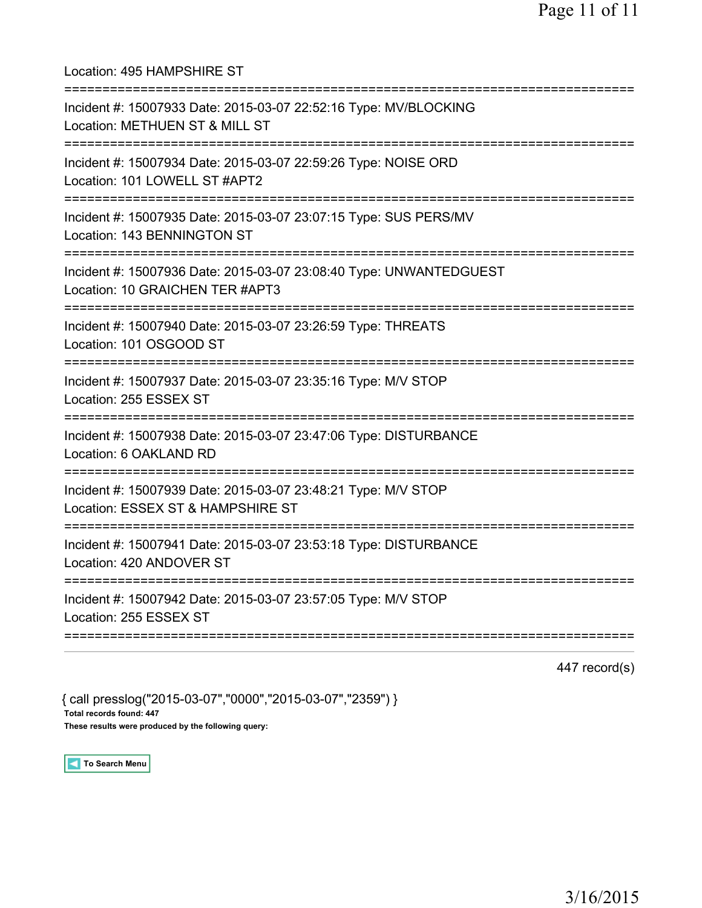Location: 495 HAMPSHIRE ST

===========================================================================

Incident #: 15007933 Date: 2015-03-07 22:52:16 Type: MV/BLOCKING
Location: METHUEN ST & MILL ST

===========================================================================

Incident #: 15007934 Date: 2015-03-07 22:59:26 Type: NOISE ORD
Location: 101 LOWELL ST #APT2

===========================================================================

Incident #: 15007935 Date: 2015-03-07 23:07:15 Type: SUS PERS/MV
Location: 143 BENNINGTON ST

===========================================================================

Incident #: 15007936 Date: 2015-03-07 23:08:40 Type: UNWANTEDGUEST
Location: 10 GRAICHEN TER #APT3

===========================================================================

Incident #: 15007940 Date: 2015-03-07 23:26:59 Type: THREATS
Location: 101 OSGOOD ST

===========================================================================

Incident #: 15007937 Date: 2015-03-07 23:35:16 Type: M/V STOP
Location: 255 ESSEX ST

===========================================================================

Incident #: 15007938 Date: 2015-03-07 23:47:06 Type: DISTURBANCE
Location: 6 OAKLAND RD

===========================================================================

Incident #: 15007939 Date: 2015-03-07 23:48:21 Type: M/V STOP
Location: ESSEX ST & HAMPSHIRE ST

===========================================================================

Incident #: 15007941 Date: 2015-03-07 23:53:18 Type: DISTURBANCE
Location: 420 ANDOVER ST

===========================================================================

Incident #: 15007942 Date: 2015-03-07 23:57:05 Type: M/V STOP
Location: 255 ESSEX ST

===========================================================================

447 record(s)

{ call presslog("2015-03-07","0000","2015-03-07","2359") }

**Total records found: 447**

**These results were produced by the following query:**

To Search Menu